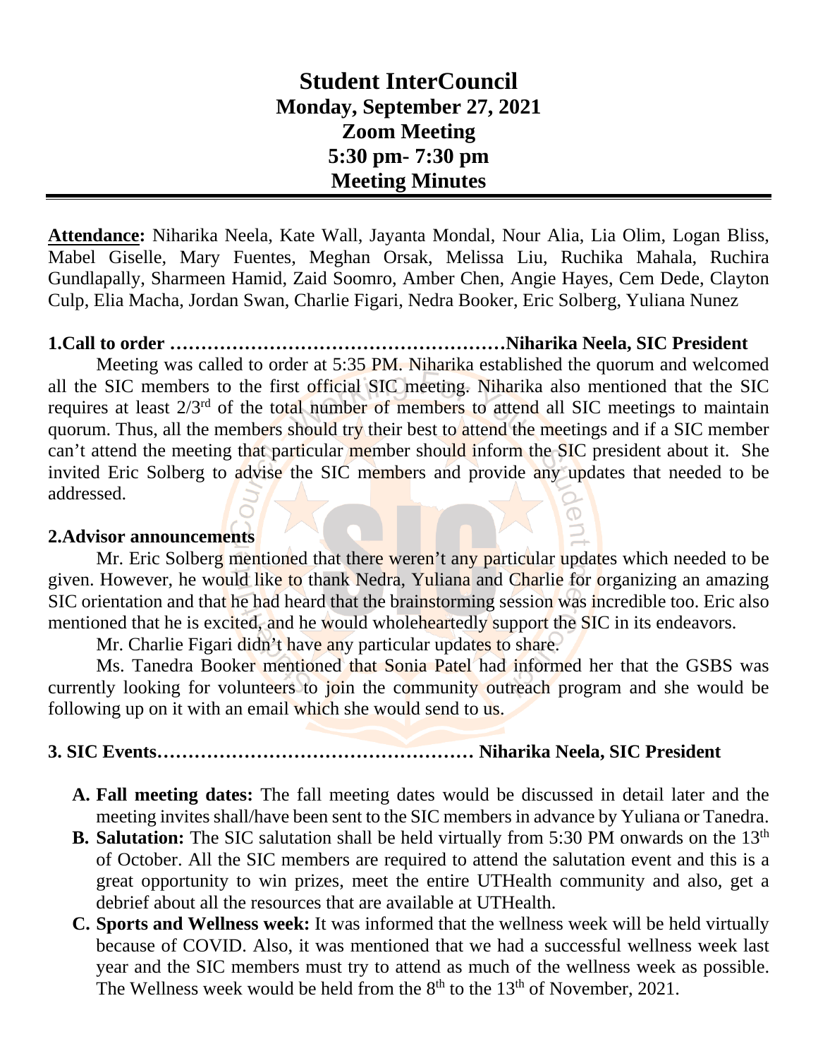# Student InterCouncil
## Monday, September 27, 2021
## Zoom Meeting
## 5:30 pm- 7:30 pm
## Meeting Minutes

---

**Attendance:** Niharika Neela, Kate Wall, Jayanta Mondal, Nour Alia, Lia Olim, Logan Bliss, Mabel Giselle, Mary Fuentes, Meghan Orsak, Melissa Liu, Ruchika Mahala, Ruchira Gundlapally, Sharmeen Hamid, Zaid Soomro, Amber Chen, Angie Hayes, Cem Dede, Clayton Culp, Elia Macha, Jordan Swan, Charlie Figari, Nedra Booker, Eric Solberg, Yuliana Nunez

**1.Call to order ……………………………………………Niharika Neela, SIC President**

Meeting was called to order at 5:35 PM. Niharika established the quorum and welcomed all the SIC members to the first official SIC meeting. Niharika also mentioned that the SIC requires at least 2/3rd of the total number of members to attend all SIC meetings to maintain quorum. Thus, all the members should try their best to attend the meetings and if a SIC member can't attend the meeting that particular member should inform the SIC president about it. She invited Eric Solberg to advise the SIC members and provide any updates that needed to be addressed.

**2.Advisor announcements**

Mr. Eric Solberg mentioned that there weren't any particular updates which needed to be given. However, he would like to thank Nedra, Yuliana and Charlie for organizing an amazing SIC orientation and that he had heard that the brainstorming session was incredible too. Eric also mentioned that he is excited, and he would wholeheartedly support the SIC in its endeavors.

Mr. Charlie Figari didn't have any particular updates to share.

Ms. Tanedra Booker mentioned that Sonia Patel had informed her that the GSBS was currently looking for volunteers to join the community outreach program and she would be following up on it with an email which she would send to us.

**3. SIC Events…………………………………………… Niharika Neela, SIC President**

- **A. Fall meeting dates:** The fall meeting dates would be discussed in detail later and the meeting invites shall/have been sent to the SIC members in advance by Yuliana or Tanedra.
- **B. Salutation:** The SIC salutation shall be held virtually from 5:30 PM onwards on the 13th of October. All the SIC members are required to attend the salutation event and this is a great opportunity to win prizes, meet the entire UTHealth community and also, get a debrief about all the resources that are available at UTHealth.
- **C. Sports and Wellness week:** It was informed that the wellness week will be held virtually because of COVID. Also, it was mentioned that we had a successful wellness week last year and the SIC members must try to attend as much of the wellness week as possible. The Wellness week would be held from the 8th to the 13th of November, 2021.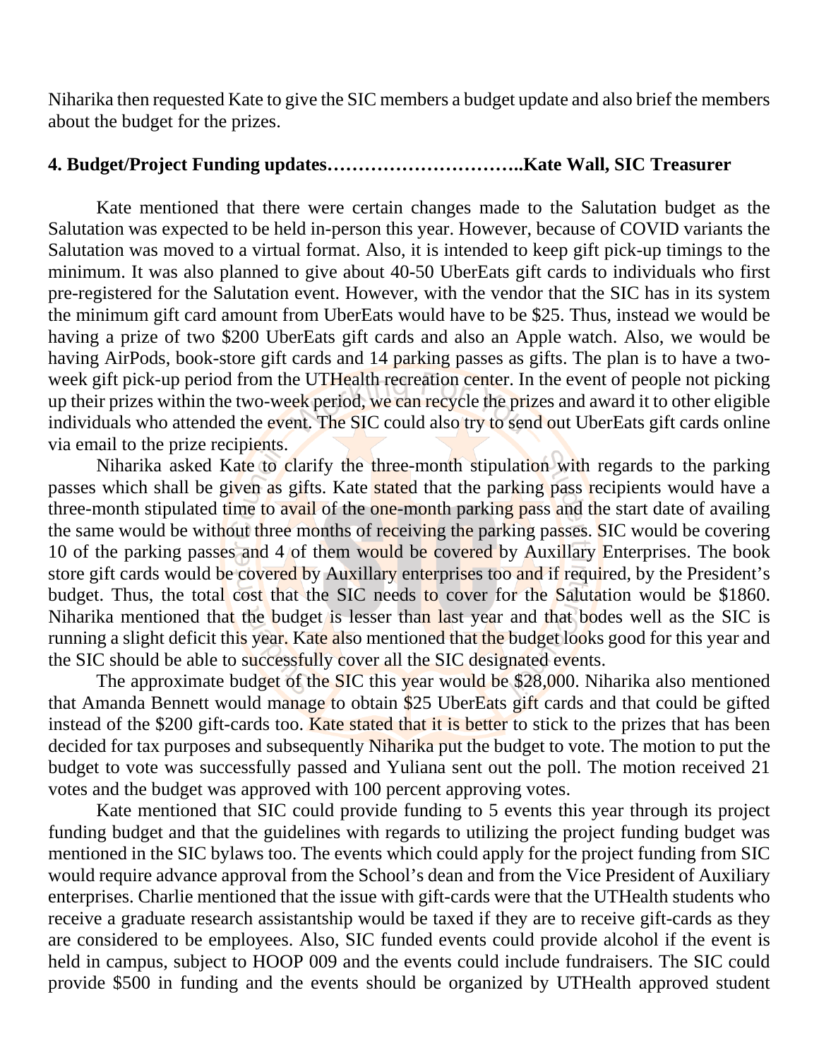Niharika then requested Kate to give the SIC members a budget update and also brief the members about the budget for the prizes.

**4. Budget/Project Funding updates…………………………..Kate Wall, SIC Treasurer**

Kate mentioned that there were certain changes made to the Salutation budget as the Salutation was expected to be held in-person this year. However, because of COVID variants the Salutation was moved to a virtual format. Also, it is intended to keep gift pick-up timings to the minimum. It was also planned to give about 40-50 UberEats gift cards to individuals who first pre-registered for the Salutation event. However, with the vendor that the SIC has in its system the minimum gift card amount from UberEats would have to be $25. Thus, instead we would be having a prize of two $200 UberEats gift cards and also an Apple watch. Also, we would be having AirPods, book-store gift cards and 14 parking passes as gifts. The plan is to have a two-week gift pick-up period from the UTHealth recreation center. In the event of people not picking up their prizes within the two-week period, we can recycle the prizes and award it to other eligible individuals who attended the event. The SIC could also try to send out UberEats gift cards online via email to the prize recipients.

Niharika asked Kate to clarify the three-month stipulation with regards to the parking passes which shall be given as gifts. Kate stated that the parking pass recipients would have a three-month stipulated time to avail of the one-month parking pass and the start date of availing the same would be without three months of receiving the parking passes. SIC would be covering 10 of the parking passes and 4 of them would be covered by Auxillary Enterprises. The book store gift cards would be covered by Auxillary enterprises too and if required, by the President's budget. Thus, the total cost that the SIC needs to cover for the Salutation would be $1860. Niharika mentioned that the budget is lesser than last year and that bodes well as the SIC is running a slight deficit this year. Kate also mentioned that the budget looks good for this year and the SIC should be able to successfully cover all the SIC designated events.

The approximate budget of the SIC this year would be $28,000. Niharika also mentioned that Amanda Bennett would manage to obtain $25 UberEats gift cards and that could be gifted instead of the $200 gift-cards too. Kate stated that it is better to stick to the prizes that has been decided for tax purposes and subsequently Niharika put the budget to vote. The motion to put the budget to vote was successfully passed and Yuliana sent out the poll. The motion received 21 votes and the budget was approved with 100 percent approving votes.

Kate mentioned that SIC could provide funding to 5 events this year through its project funding budget and that the guidelines with regards to utilizing the project funding budget was mentioned in the SIC bylaws too. The events which could apply for the project funding from SIC would require advance approval from the School's dean and from the Vice President of Auxiliary enterprises. Charlie mentioned that the issue with gift-cards were that the UTHealth students who receive a graduate research assistantship would be taxed if they are to receive gift-cards as they are considered to be employees. Also, SIC funded events could provide alcohol if the event is held in campus, subject to HOOP 009 and the events could include fundraisers. The SIC could provide $500 in funding and the events should be organized by UTHealth approved student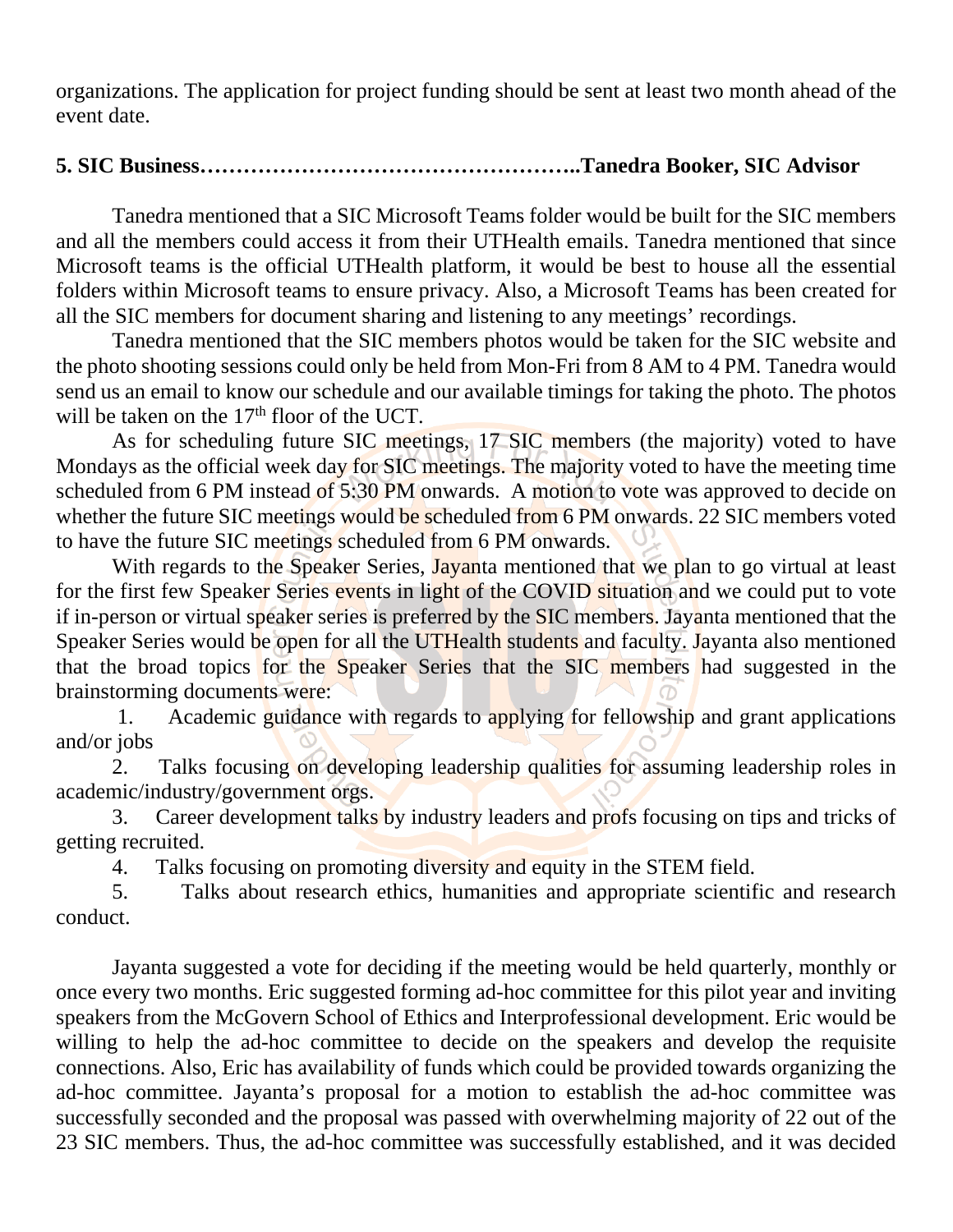organizations. The application for project funding should be sent at least two month ahead of the event date.

**5. SIC Business…………………………………………..Tanedra Booker, SIC Advisor**

Tanedra mentioned that a SIC Microsoft Teams folder would be built for the SIC members and all the members could access it from their UTHealth emails. Tanedra mentioned that since Microsoft teams is the official UTHealth platform, it would be best to house all the essential folders within Microsoft teams to ensure privacy. Also, a Microsoft Teams has been created for all the SIC members for document sharing and listening to any meetings' recordings.

Tanedra mentioned that the SIC members photos would be taken for the SIC website and the photo shooting sessions could only be held from Mon-Fri from 8 AM to 4 PM. Tanedra would send us an email to know our schedule and our available timings for taking the photo. The photos will be taken on the 17th floor of the UCT.

As for scheduling future SIC meetings, 17 SIC members (the majority) voted to have Mondays as the official week day for SIC meetings. The majority voted to have the meeting time scheduled from 6 PM instead of 5:30 PM onwards. A motion to vote was approved to decide on whether the future SIC meetings would be scheduled from 6 PM onwards. 22 SIC members voted to have the future SIC meetings scheduled from 6 PM onwards.

With regards to the Speaker Series, Jayanta mentioned that we plan to go virtual at least for the first few Speaker Series events in light of the COVID situation and we could put to vote if in-person or virtual speaker series is preferred by the SIC members. Jayanta mentioned that the Speaker Series would be open for all the UTHealth students and faculty. Jayanta also mentioned that the broad topics for the Speaker Series that the SIC members had suggested in the brainstorming documents were:

1. Academic guidance with regards to applying for fellowship and grant applications and/or jobs
2. Talks focusing on developing leadership qualities for assuming leadership roles in academic/industry/government orgs.
3. Career development talks by industry leaders and profs focusing on tips and tricks of getting recruited.
4. Talks focusing on promoting diversity and equity in the STEM field.
5. Talks about research ethics, humanities and appropriate scientific and research conduct.

Jayanta suggested a vote for deciding if the meeting would be held quarterly, monthly or once every two months. Eric suggested forming ad-hoc committee for this pilot year and inviting speakers from the McGovern School of Ethics and Interprofessional development. Eric would be willing to help the ad-hoc committee to decide on the speakers and develop the requisite connections. Also, Eric has availability of funds which could be provided towards organizing the ad-hoc committee. Jayanta's proposal for a motion to establish the ad-hoc committee was successfully seconded and the proposal was passed with overwhelming majority of 22 out of the 23 SIC members. Thus, the ad-hoc committee was successfully established, and it was decided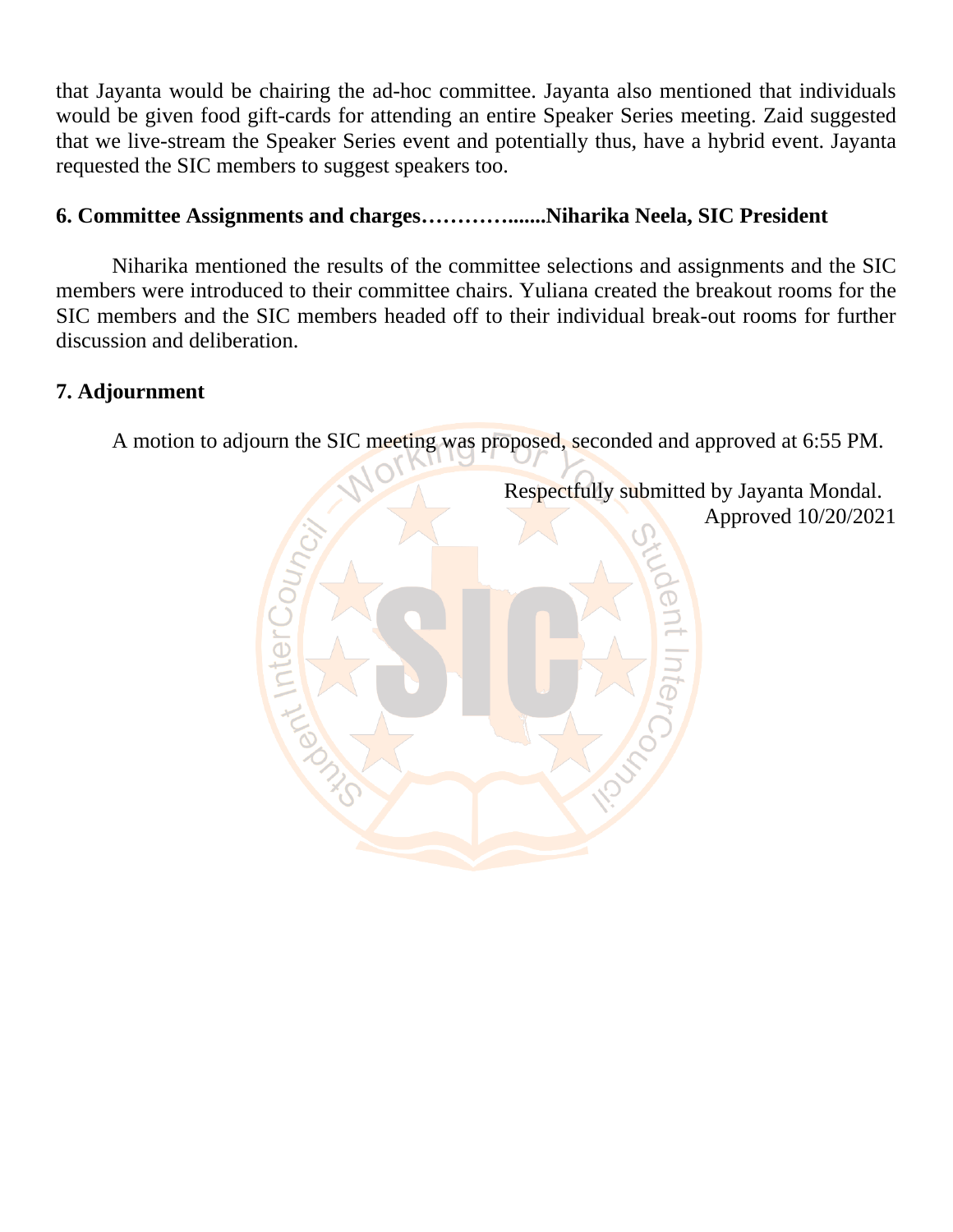that Jayanta would be chairing the ad-hoc committee. Jayanta also mentioned that individuals would be given food gift-cards for attending an entire Speaker Series meeting. Zaid suggested that we live-stream the Speaker Series event and potentially thus, have a hybrid event. Jayanta requested the SIC members to suggest speakers too.

### 6. Committee Assignments and charges…………........Niharika Neela, SIC President

Niharika mentioned the results of the committee selections and assignments and the SIC members were introduced to their committee chairs. Yuliana created the breakout rooms for the SIC members and the SIC members headed off to their individual break-out rooms for further discussion and deliberation.

### 7. Adjournment

A motion to adjourn the SIC meeting was proposed, seconded and approved at 6:55 PM.

Respectfully submitted by Jayanta Mondal.
Approved 10/20/2021